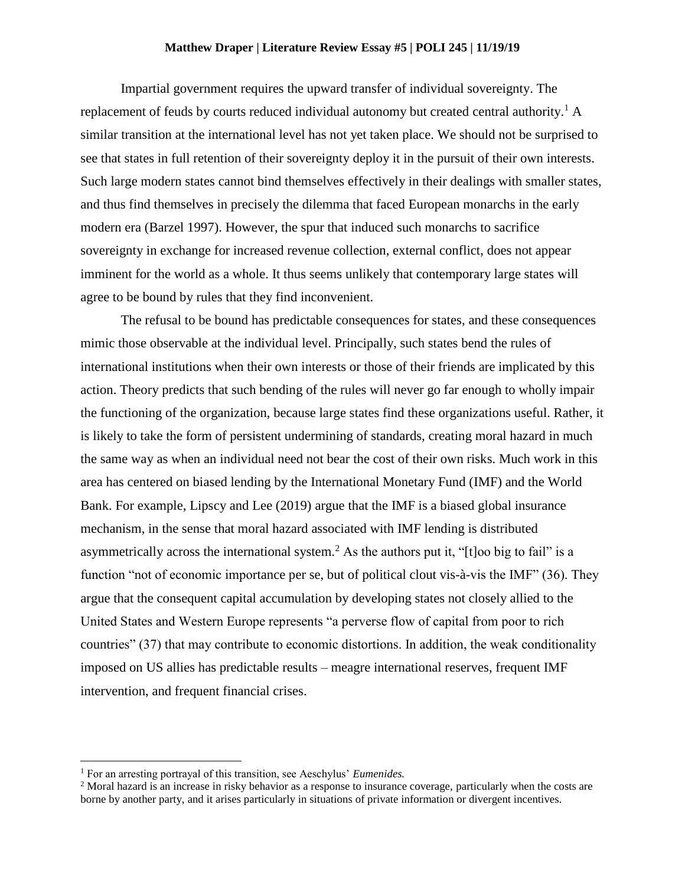**Matthew Draper | Literature Review Essay #5 | POLI 245 | 11/19/19**

Impartial government requires the upward transfer of individual sovereignty. The replacement of feuds by courts reduced individual autonomy but created central authority.[1] A similar transition at the international level has not yet taken place. We should not be surprised to see that states in full retention of their sovereignty deploy it in the pursuit of their own interests. Such large modern states cannot bind themselves effectively in their dealings with smaller states, and thus find themselves in precisely the dilemma that faced European monarchs in the early modern era (Barzel 1997). However, the spur that induced such monarchs to sacrifice sovereignty in exchange for increased revenue collection, external conflict, does not appear imminent for the world as a whole. It thus seems unlikely that contemporary large states will agree to be bound by rules that they find inconvenient.

The refusal to be bound has predictable consequences for states, and these consequences mimic those observable at the individual level. Principally, such states bend the rules of international institutions when their own interests or those of their friends are implicated by this action. Theory predicts that such bending of the rules will never go far enough to wholly impair the functioning of the organization, because large states find these organizations useful. Rather, it is likely to take the form of persistent undermining of standards, creating moral hazard in much the same way as when an individual need not bear the cost of their own risks. Much work in this area has centered on biased lending by the International Monetary Fund (IMF) and the World Bank. For example, Lipscy and Lee (2019) argue that the IMF is a biased global insurance mechanism, in the sense that moral hazard associated with IMF lending is distributed asymmetrically across the international system.[2] As the authors put it, "[t]oo big to fail" is a function "not of economic importance per se, but of political clout vis-à-vis the IMF" (36). They argue that the consequent capital accumulation by developing states not closely allied to the United States and Western Europe represents "a perverse flow of capital from poor to rich countries" (37) that may contribute to economic distortions. In addition, the weak conditionality imposed on US allies has predictable results – meagre international reserves, frequent IMF intervention, and frequent financial crises.

---

[1] For an arresting portrayal of this transition, see Aeschylus' *Eumenides.*

[2] Moral hazard is an increase in risky behavior as a response to insurance coverage, particularly when the costs are borne by another party, and it arises particularly in situations of private information or divergent incentives.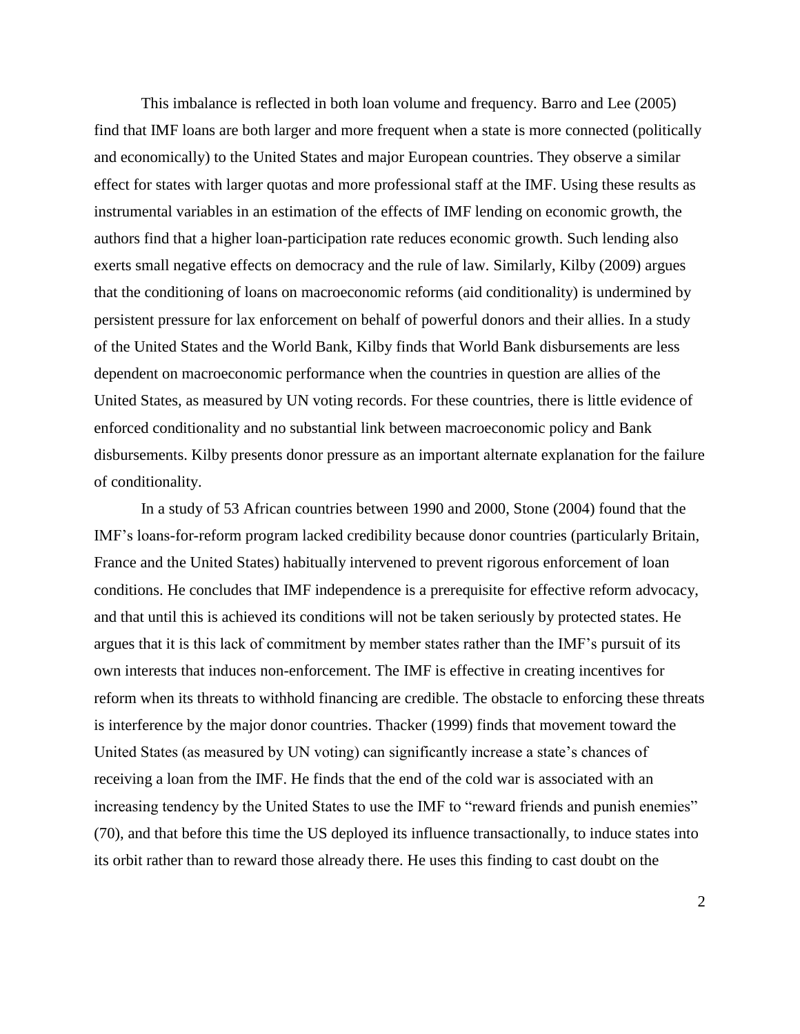This imbalance is reflected in both loan volume and frequency. Barro and Lee (2005) find that IMF loans are both larger and more frequent when a state is more connected (politically and economically) to the United States and major European countries. They observe a similar effect for states with larger quotas and more professional staff at the IMF. Using these results as instrumental variables in an estimation of the effects of IMF lending on economic growth, the authors find that a higher loan-participation rate reduces economic growth. Such lending also exerts small negative effects on democracy and the rule of law. Similarly, Kilby (2009) argues that the conditioning of loans on macroeconomic reforms (aid conditionality) is undermined by persistent pressure for lax enforcement on behalf of powerful donors and their allies. In a study of the United States and the World Bank, Kilby finds that World Bank disbursements are less dependent on macroeconomic performance when the countries in question are allies of the United States, as measured by UN voting records. For these countries, there is little evidence of enforced conditionality and no substantial link between macroeconomic policy and Bank disbursements. Kilby presents donor pressure as an important alternate explanation for the failure of conditionality.

In a study of 53 African countries between 1990 and 2000, Stone (2004) found that the IMF's loans-for-reform program lacked credibility because donor countries (particularly Britain, France and the United States) habitually intervened to prevent rigorous enforcement of loan conditions. He concludes that IMF independence is a prerequisite for effective reform advocacy, and that until this is achieved its conditions will not be taken seriously by protected states. He argues that it is this lack of commitment by member states rather than the IMF's pursuit of its own interests that induces non-enforcement. The IMF is effective in creating incentives for reform when its threats to withhold financing are credible. The obstacle to enforcing these threats is interference by the major donor countries. Thacker (1999) finds that movement toward the United States (as measured by UN voting) can significantly increase a state's chances of receiving a loan from the IMF. He finds that the end of the cold war is associated with an increasing tendency by the United States to use the IMF to "reward friends and punish enemies" (70), and that before this time the US deployed its influence transactionally, to induce states into its orbit rather than to reward those already there. He uses this finding to cast doubt on the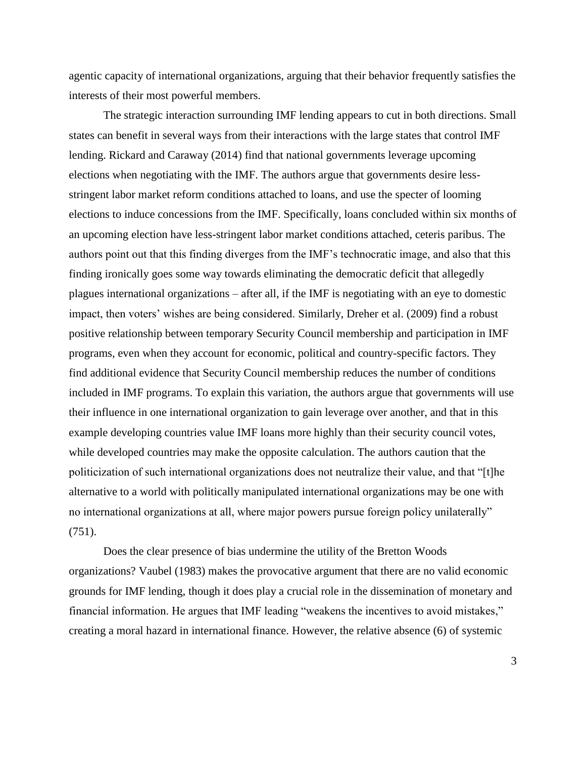agentic capacity of international organizations, arguing that their behavior frequently satisfies the interests of their most powerful members.

The strategic interaction surrounding IMF lending appears to cut in both directions. Small states can benefit in several ways from their interactions with the large states that control IMF lending. Rickard and Caraway (2014) find that national governments leverage upcoming elections when negotiating with the IMF. The authors argue that governments desire less-stringent labor market reform conditions attached to loans, and use the specter of looming elections to induce concessions from the IMF. Specifically, loans concluded within six months of an upcoming election have less-stringent labor market conditions attached, ceteris paribus. The authors point out that this finding diverges from the IMF's technocratic image, and also that this finding ironically goes some way towards eliminating the democratic deficit that allegedly plagues international organizations – after all, if the IMF is negotiating with an eye to domestic impact, then voters' wishes are being considered. Similarly, Dreher et al. (2009) find a robust positive relationship between temporary Security Council membership and participation in IMF programs, even when they account for economic, political and country-specific factors. They find additional evidence that Security Council membership reduces the number of conditions included in IMF programs. To explain this variation, the authors argue that governments will use their influence in one international organization to gain leverage over another, and that in this example developing countries value IMF loans more highly than their security council votes, while developed countries may make the opposite calculation. The authors caution that the politicization of such international organizations does not neutralize their value, and that "[t]he alternative to a world with politically manipulated international organizations may be one with no international organizations at all, where major powers pursue foreign policy unilaterally" (751).

Does the clear presence of bias undermine the utility of the Bretton Woods organizations? Vaubel (1983) makes the provocative argument that there are no valid economic grounds for IMF lending, though it does play a crucial role in the dissemination of monetary and financial information. He argues that IMF leading "weakens the incentives to avoid mistakes," creating a moral hazard in international finance. However, the relative absence (6) of systemic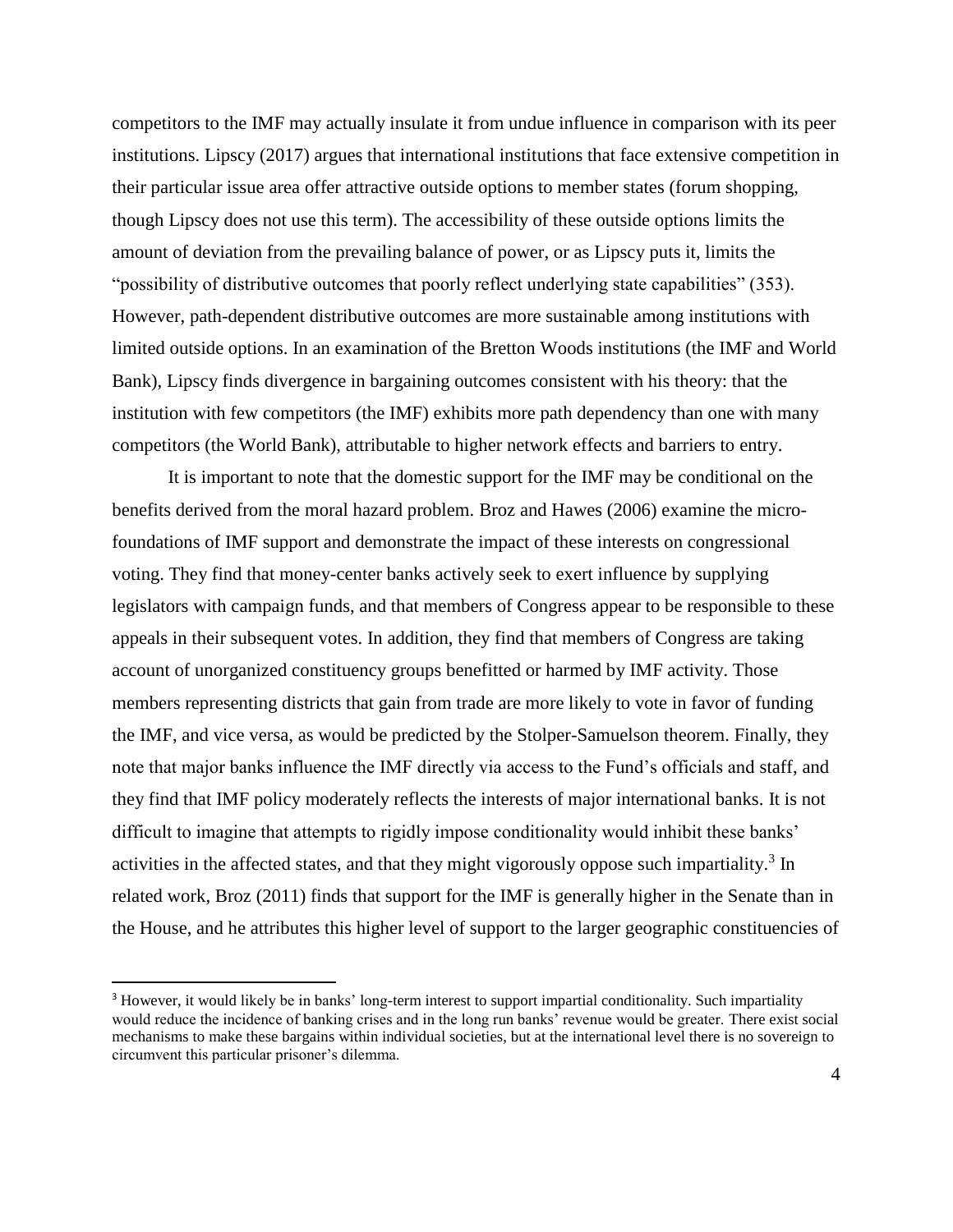competitors to the IMF may actually insulate it from undue influence in comparison with its peer institutions. Lipscy (2017) argues that international institutions that face extensive competition in their particular issue area offer attractive outside options to member states (forum shopping, though Lipscy does not use this term). The accessibility of these outside options limits the amount of deviation from the prevailing balance of power, or as Lipscy puts it, limits the "possibility of distributive outcomes that poorly reflect underlying state capabilities" (353). However, path-dependent distributive outcomes are more sustainable among institutions with limited outside options. In an examination of the Bretton Woods institutions (the IMF and World Bank), Lipscy finds divergence in bargaining outcomes consistent with his theory: that the institution with few competitors (the IMF) exhibits more path dependency than one with many competitors (the World Bank), attributable to higher network effects and barriers to entry.

It is important to note that the domestic support for the IMF may be conditional on the benefits derived from the moral hazard problem. Broz and Hawes (2006) examine the micro-foundations of IMF support and demonstrate the impact of these interests on congressional voting. They find that money-center banks actively seek to exert influence by supplying legislators with campaign funds, and that members of Congress appear to be responsible to these appeals in their subsequent votes. In addition, they find that members of Congress are taking account of unorganized constituency groups benefitted or harmed by IMF activity. Those members representing districts that gain from trade are more likely to vote in favor of funding the IMF, and vice versa, as would be predicted by the Stolper-Samuelson theorem. Finally, they note that major banks influence the IMF directly via access to the Fund's officials and staff, and they find that IMF policy moderately reflects the interests of major international banks. It is not difficult to imagine that attempts to rigidly impose conditionality would inhibit these banks' activities in the affected states, and that they might vigorously oppose such impartiality.[3] In related work, Broz (2011) finds that support for the IMF is generally higher in the Senate than in the House, and he attributes this higher level of support to the larger geographic constituencies of

[3] However, it would likely be in banks' long-term interest to support impartial conditionality. Such impartiality would reduce the incidence of banking crises and in the long run banks' revenue would be greater. There exist social mechanisms to make these bargains within individual societies, but at the international level there is no sovereign to circumvent this particular prisoner's dilemma.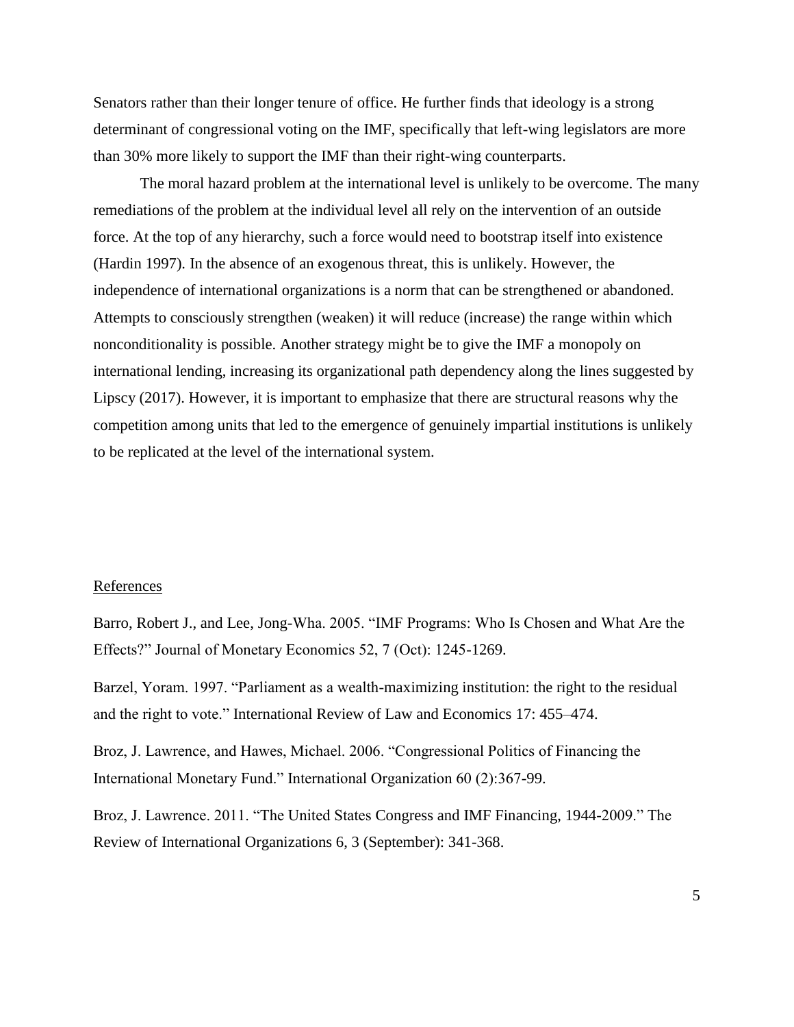Senators rather than their longer tenure of office. He further finds that ideology is a strong determinant of congressional voting on the IMF, specifically that left-wing legislators are more than 30% more likely to support the IMF than their right-wing counterparts.

The moral hazard problem at the international level is unlikely to be overcome. The many remediations of the problem at the individual level all rely on the intervention of an outside force. At the top of any hierarchy, such a force would need to bootstrap itself into existence (Hardin 1997). In the absence of an exogenous threat, this is unlikely. However, the independence of international organizations is a norm that can be strengthened or abandoned. Attempts to consciously strengthen (weaken) it will reduce (increase) the range within which nonconditionality is possible. Another strategy might be to give the IMF a monopoly on international lending, increasing its organizational path dependency along the lines suggested by Lipscy (2017). However, it is important to emphasize that there are structural reasons why the competition among units that led to the emergence of genuinely impartial institutions is unlikely to be replicated at the level of the international system.

## References

Barro, Robert J., and Lee, Jong-Wha. 2005. "IMF Programs: Who Is Chosen and What Are the Effects?" Journal of Monetary Economics 52, 7 (Oct): 1245-1269.

Barzel, Yoram. 1997. "Parliament as a wealth-maximizing institution: the right to the residual and the right to vote." International Review of Law and Economics 17: 455–474.

Broz, J. Lawrence, and Hawes, Michael. 2006. "Congressional Politics of Financing the International Monetary Fund." International Organization 60 (2):367-99.

Broz, J. Lawrence. 2011. "The United States Congress and IMF Financing, 1944-2009." The Review of International Organizations 6, 3 (September): 341-368.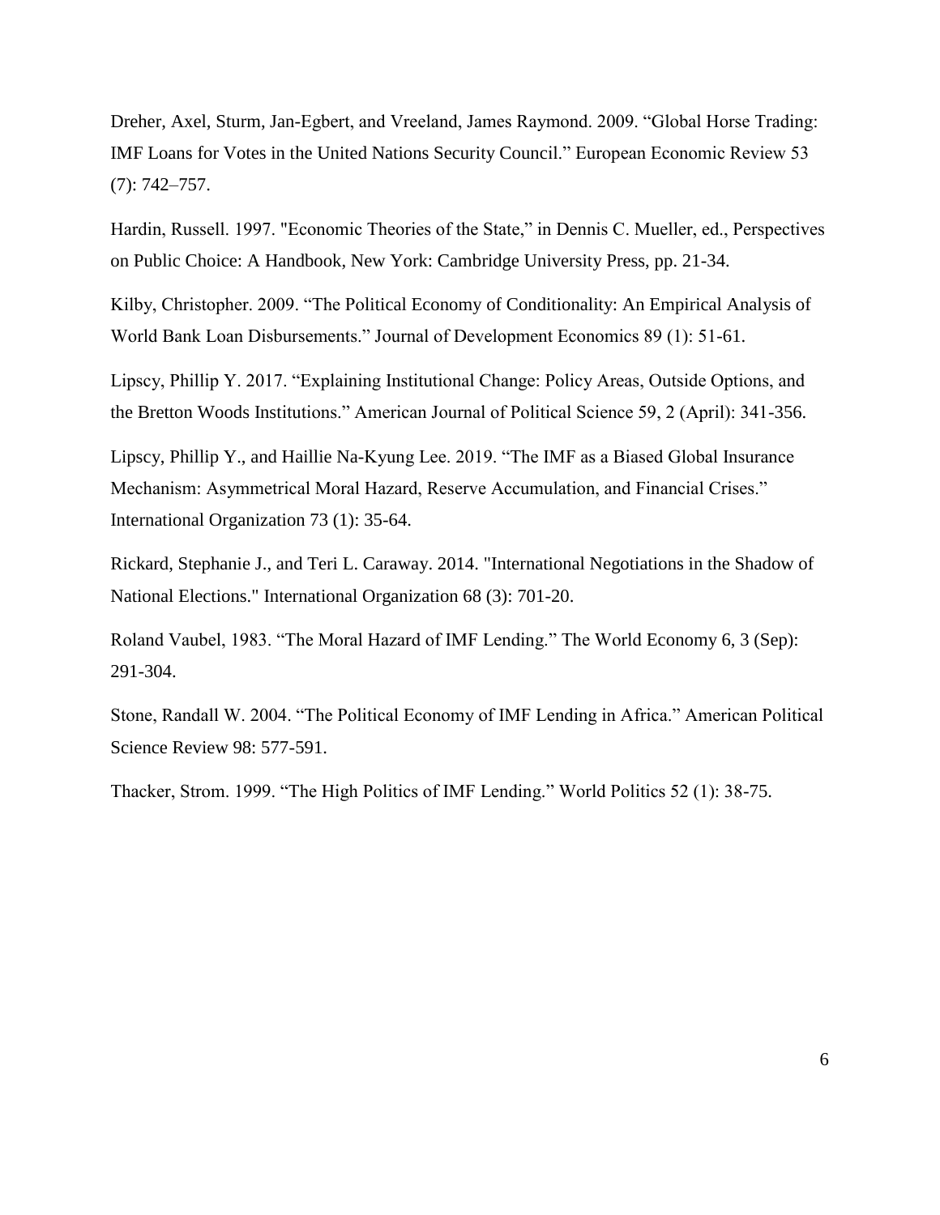Dreher, Axel, Sturm, Jan-Egbert, and Vreeland, James Raymond. 2009. "Global Horse Trading: IMF Loans for Votes in the United Nations Security Council." European Economic Review 53 (7): 742–757.

Hardin, Russell. 1997. "Economic Theories of the State," in Dennis C. Mueller, ed., Perspectives on Public Choice: A Handbook, New York: Cambridge University Press, pp. 21-34.

Kilby, Christopher. 2009. "The Political Economy of Conditionality: An Empirical Analysis of World Bank Loan Disbursements." Journal of Development Economics 89 (1): 51-61.

Lipscy, Phillip Y. 2017. "Explaining Institutional Change: Policy Areas, Outside Options, and the Bretton Woods Institutions." American Journal of Political Science 59, 2 (April): 341-356.

Lipscy, Phillip Y., and Haillie Na-Kyung Lee. 2019. "The IMF as a Biased Global Insurance Mechanism: Asymmetrical Moral Hazard, Reserve Accumulation, and Financial Crises." International Organization 73 (1): 35-64.

Rickard, Stephanie J., and Teri L. Caraway. 2014. "International Negotiations in the Shadow of National Elections." International Organization 68 (3): 701-20.

Roland Vaubel, 1983. "The Moral Hazard of IMF Lending." The World Economy 6, 3 (Sep): 291-304.

Stone, Randall W. 2004. "The Political Economy of IMF Lending in Africa." American Political Science Review 98: 577-591.

Thacker, Strom. 1999. "The High Politics of IMF Lending." World Politics 52 (1): 38-75.